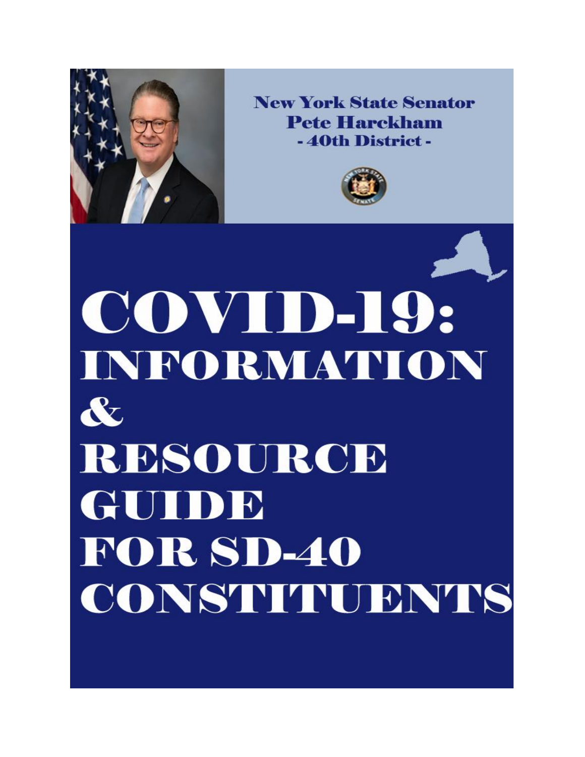**New York State Senator**
**Pete Harckham**
**- 40th District -**

# COVID-19: INFORMATION & RESOURCE GUIDE FOR SD-40 CONSTITUENTS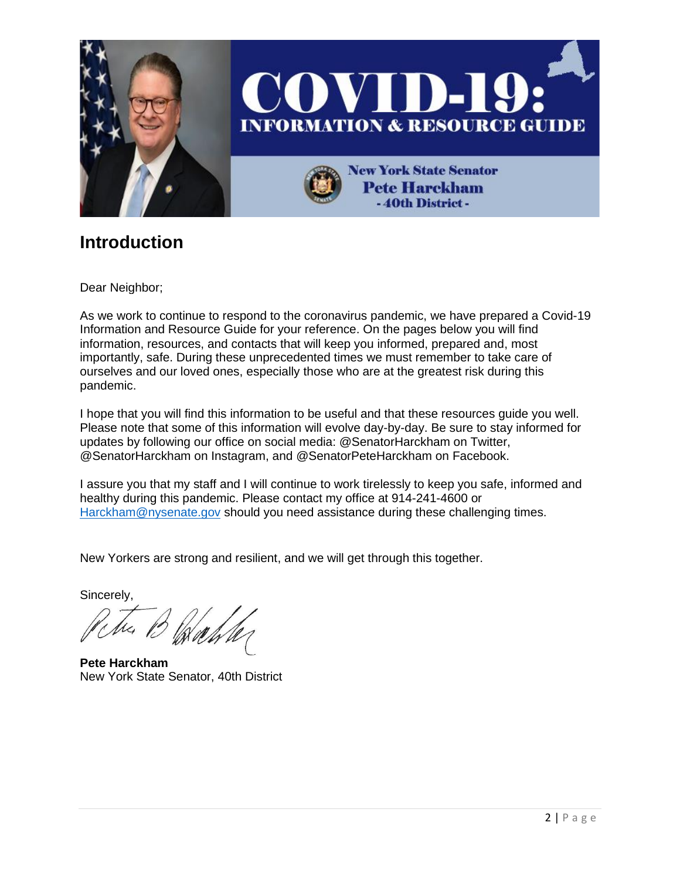# COVID-19: INFORMATION & RESOURCE GUIDE

**New York State Senator Pete Harckham - 40th District -**

## Introduction

Dear Neighbor;

As we work to continue to respond to the coronavirus pandemic, we have prepared a Covid-19 Information and Resource Guide for your reference. On the pages below you will find information, resources, and contacts that will keep you informed, prepared and, most importantly, safe. During these unprecedented times we must remember to take care of ourselves and our loved ones, especially those who are at the greatest risk during this pandemic.

I hope that you will find this information to be useful and that these resources guide you well. Please note that some of this information will evolve day-by-day. Be sure to stay informed for updates by following our office on social media: @SenatorHarckham on Twitter, @SenatorHarckham on Instagram, and @SenatorPeteHarckham on Facebook.

I assure you that my staff and I will continue to work tirelessly to keep you safe, informed and healthy during this pandemic. Please contact my office at 914-241-4600 or [Harckham@nysenate.gov](mailto:Harckham@nysenate.gov) should you need assistance during these challenging times.

New Yorkers are strong and resilient, and we will get through this together.

Sincerely,

**Pete Harckham**
New York State Senator, 40th District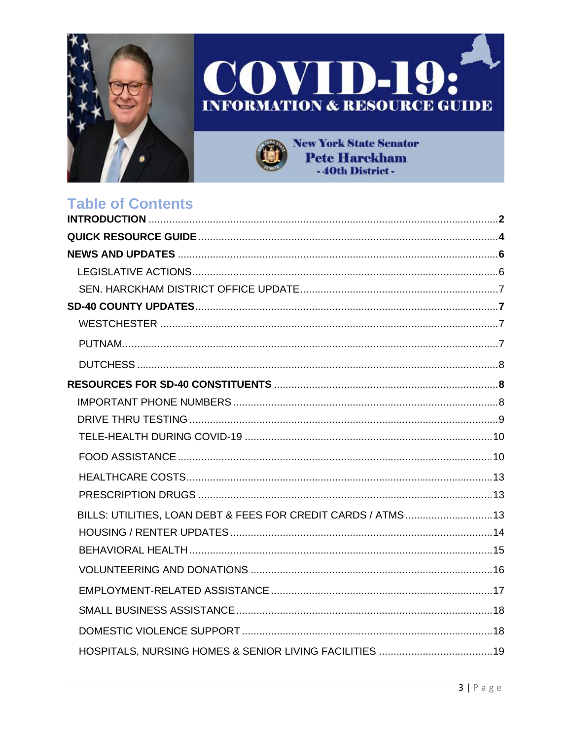# COVID-19: INFORMATION & RESOURCE GUIDE

New York State Senator
Pete Harckham
- 40th District -

## Table of Contents

**INTRODUCTION** ........ **2**

**QUICK RESOURCE GUIDE** ........ **4**

**NEWS AND UPDATES** ........ **6**

- LEGISLATIVE ACTIONS ........ 6
- SEN. HARCKHAM DISTRICT OFFICE UPDATE ........ 7

**SD-40 COUNTY UPDATES** ........ **7**

- WESTCHESTER ........ 7
- PUTNAM ........ 7
- DUTCHESS ........ 8

**RESOURCES FOR SD-40 CONSTITUENTS** ........ **8**

- IMPORTANT PHONE NUMBERS ........ 8
- DRIVE THRU TESTING ........ 9
- TELE-HEALTH DURING COVID-19 ........ 10
- FOOD ASSISTANCE ........ 10
- HEALTHCARE COSTS ........ 13
- PRESCRIPTION DRUGS ........ 13
- BILLS: UTILITIES, LOAN DEBT & FEES FOR CREDIT CARDS / ATMS ........ 13
- HOUSING / RENTER UPDATES ........ 14
- BEHAVIORAL HEALTH ........ 15
- VOLUNTEERING AND DONATIONS ........ 16
- EMPLOYMENT-RELATED ASSISTANCE ........ 17
- SMALL BUSINESS ASSISTANCE ........ 18
- DOMESTIC VIOLENCE SUPPORT ........ 18
- HOSPITALS, NURSING HOMES & SENIOR LIVING FACILITIES ........ 19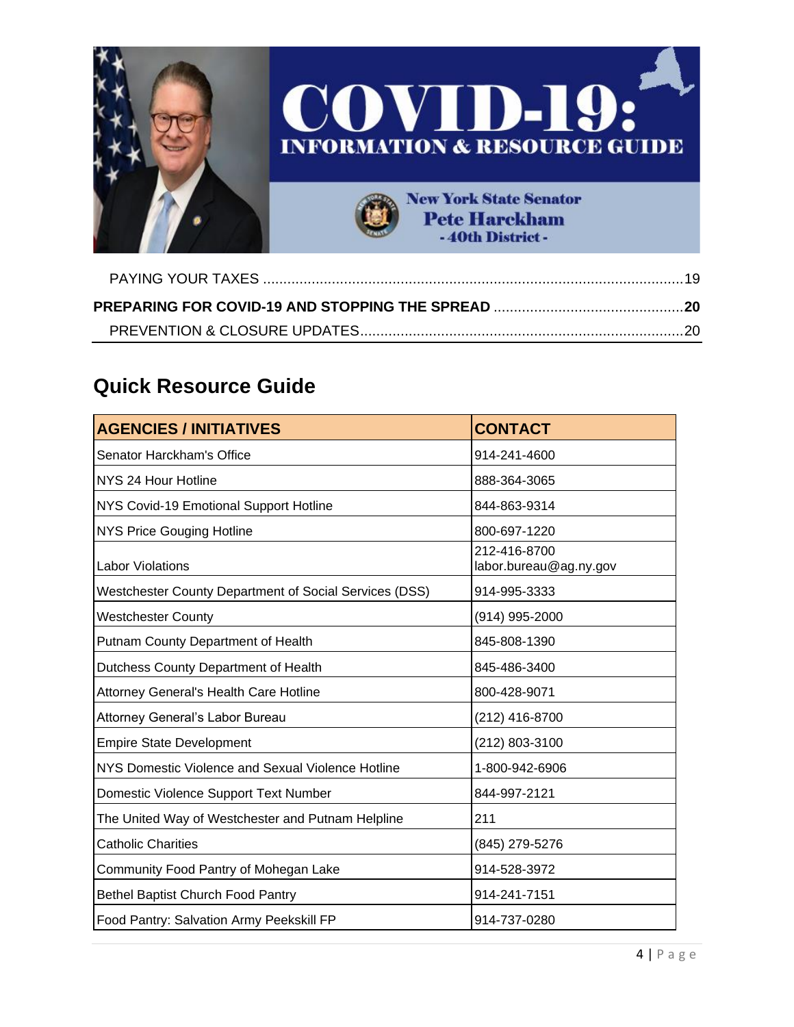# COVID-19: INFORMATION & RESOURCE GUIDE

New York State Senator
Pete Harckham
- 40th District -

PAYING YOUR TAXES ........................................................................................................19

**PREPARING FOR COVID-19 AND STOPPING THE SPREAD ................................................20**

PREVENTION & CLOSURE UPDATES................................................................................20

## Quick Resource Guide

| AGENCIES / INITIATIVES | CONTACT |
|---|---|
| Senator Harckham's Office | 914-241-4600 |
| NYS 24 Hour Hotline | 888-364-3065 |
| NYS Covid-19 Emotional Support Hotline | 844-863-9314 |
| NYS Price Gouging Hotline | 800-697-1220 |
| Labor Violations | 212-416-8700 labor.bureau@ag.ny.gov |
| Westchester County Department of Social Services (DSS) | 914-995-3333 |
| Westchester County | (914) 995-2000 |
| Putnam County Department of Health | 845-808-1390 |
| Dutchess County Department of Health | 845-486-3400 |
| Attorney General's Health Care Hotline | 800-428-9071 |
| Attorney General's Labor Bureau | (212) 416-8700 |
| Empire State Development | (212) 803-3100 |
| NYS Domestic Violence and Sexual Violence Hotline | 1-800-942-6906 |
| Domestic Violence Support Text Number | 844-997-2121 |
| The United Way of Westchester and Putnam Helpline | 211 |
| Catholic Charities | (845) 279-5276 |
| Community Food Pantry of Mohegan Lake | 914-528-3972 |
| Bethel Baptist Church Food Pantry | 914-241-7151 |
| Food Pantry: Salvation Army Peekskill FP | 914-737-0280 |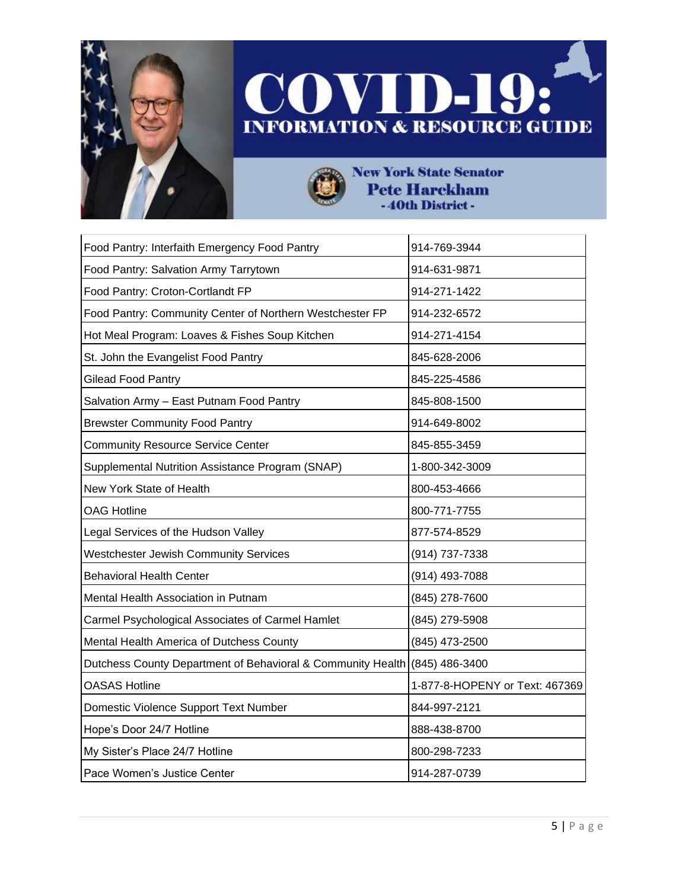| Food Pantry: Interfaith Emergency Food Pantry | 914-769-3944 |
|---|---|
| Food Pantry: Salvation Army Tarrytown | 914-631-9871 |
| Food Pantry: Croton-Cortlandt FP | 914-271-1422 |
| Food Pantry: Community Center of Northern Westchester FP | 914-232-6572 |
| Hot Meal Program: Loaves & Fishes Soup Kitchen | 914-271-4154 |
| St. John the Evangelist Food Pantry | 845-628-2006 |
| Gilead Food Pantry | 845-225-4586 |
| Salvation Army – East Putnam Food Pantry | 845-808-1500 |
| Brewster Community Food Pantry | 914-649-8002 |
| Community Resource Service Center | 845-855-3459 |
| Supplemental Nutrition Assistance Program (SNAP) | 1-800-342-3009 |
| New York State of Health | 800-453-4666 |
| OAG Hotline | 800-771-7755 |
| Legal Services of the Hudson Valley | 877-574-8529 |
| Westchester Jewish Community Services | (914) 737-7338 |
| Behavioral Health Center | (914) 493-7088 |
| Mental Health Association in Putnam | (845) 278-7600 |
| Carmel Psychological Associates of Carmel Hamlet | (845) 279-5908 |
| Mental Health America of Dutchess County | (845) 473-2500 |
| Dutchess County Department of Behavioral & Community Health | (845) 486-3400 |
| OASAS Hotline | 1-877-8-HOPENY or Text: 467369 |
| Domestic Violence Support Text Number | 844-997-2121 |
| Hope's Door 24/7 Hotline | 888-438-8700 |
| My Sister's Place 24/7 Hotline | 800-298-7233 |
| Pace Women's Justice Center | 914-287-0739 |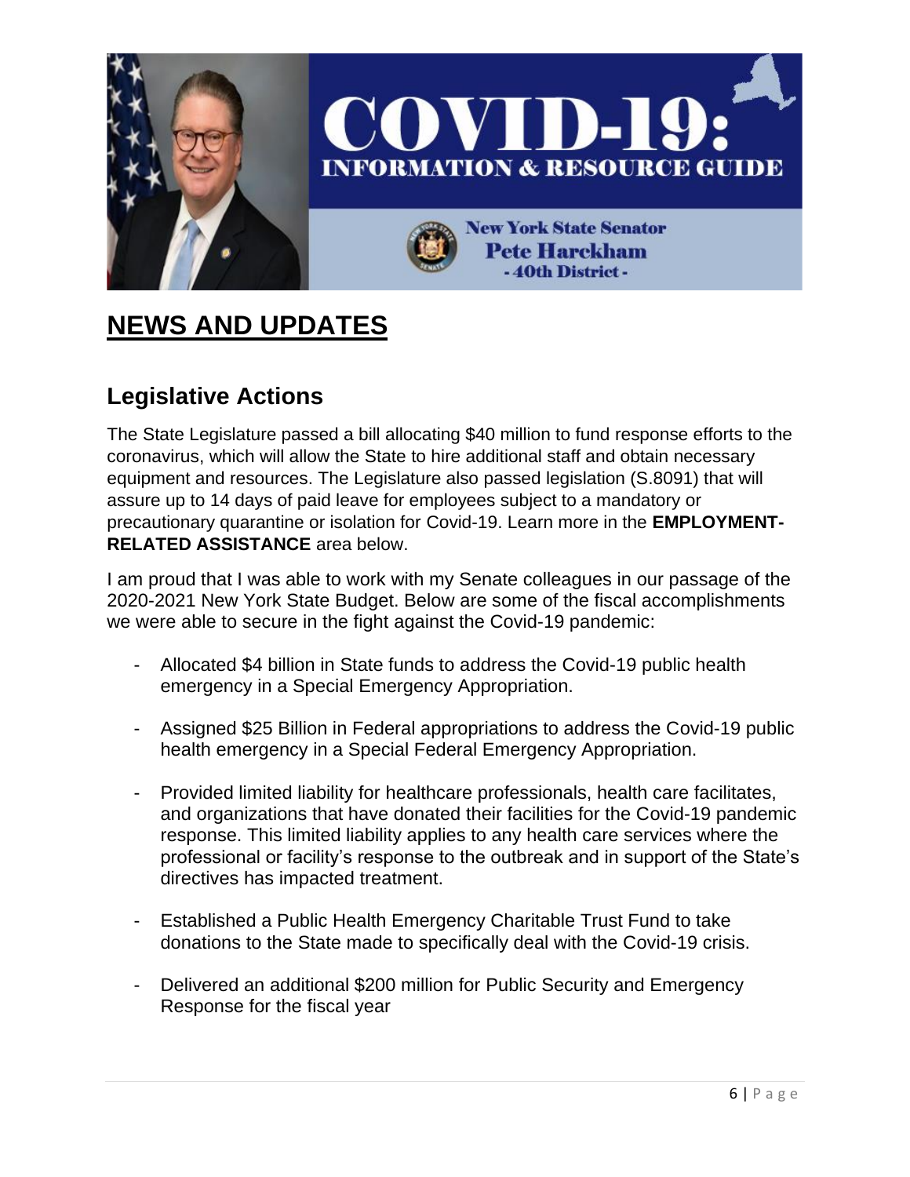# NEWS AND UPDATES

## Legislative Actions

The State Legislature passed a bill allocating $40 million to fund response efforts to the coronavirus, which will allow the State to hire additional staff and obtain necessary equipment and resources. The Legislature also passed legislation (S.8091) that will assure up to 14 days of paid leave for employees subject to a mandatory or precautionary quarantine or isolation for Covid-19. Learn more in the **EMPLOYMENT-RELATED ASSISTANCE** area below.

I am proud that I was able to work with my Senate colleagues in our passage of the 2020-2021 New York State Budget. Below are some of the fiscal accomplishments we were able to secure in the fight against the Covid-19 pandemic:

- Allocated $4 billion in State funds to address the Covid-19 public health emergency in a Special Emergency Appropriation.
- Assigned $25 Billion in Federal appropriations to address the Covid-19 public health emergency in a Special Federal Emergency Appropriation.
- Provided limited liability for healthcare professionals, health care facilitates, and organizations that have donated their facilities for the Covid-19 pandemic response. This limited liability applies to any health care services where the professional or facility's response to the outbreak and in support of the State's directives has impacted treatment.
- Established a Public Health Emergency Charitable Trust Fund to take donations to the State made to specifically deal with the Covid-19 crisis.
- Delivered an additional $200 million for Public Security and Emergency Response for the fiscal year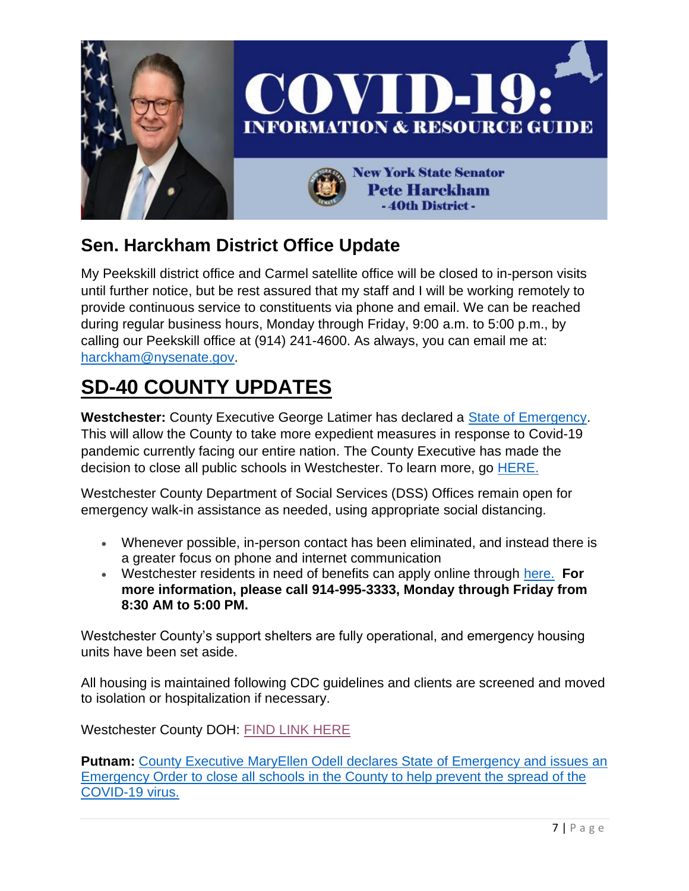## Sen. Harckham District Office Update

My Peekskill district office and Carmel satellite office will be closed to in-person visits until further notice, but be rest assured that my staff and I will be working remotely to provide continuous service to constituents via phone and email. We can be reached during regular business hours, Monday through Friday, 9:00 a.m. to 5:00 p.m., by calling our Peekskill office at (914) 241-4600. As always, you can email me at: harckham@nysenate.gov.

# SD-40 COUNTY UPDATES

**Westchester:** County Executive George Latimer has declared a State of Emergency. This will allow the County to take more expedient measures in response to Covid-19 pandemic currently facing our entire nation. The County Executive has made the decision to close all public schools in Westchester. To learn more, go HERE.

Westchester County Department of Social Services (DSS) Offices remain open for emergency walk-in assistance as needed, using appropriate social distancing.

- Whenever possible, in-person contact has been eliminated, and instead there is a greater focus on phone and internet communication
- Westchester residents in need of benefits can apply online through here. **For more information, please call 914-995-3333, Monday through Friday from 8:30 AM to 5:00 PM.**

Westchester County's support shelters are fully operational, and emergency housing units have been set aside.

All housing is maintained following CDC guidelines and clients are screened and moved to isolation or hospitalization if necessary.

Westchester County DOH: FIND LINK HERE

**Putnam:** County Executive MaryEllen Odell declares State of Emergency and issues an Emergency Order to close all schools in the County to help prevent the spread of the COVID-19 virus.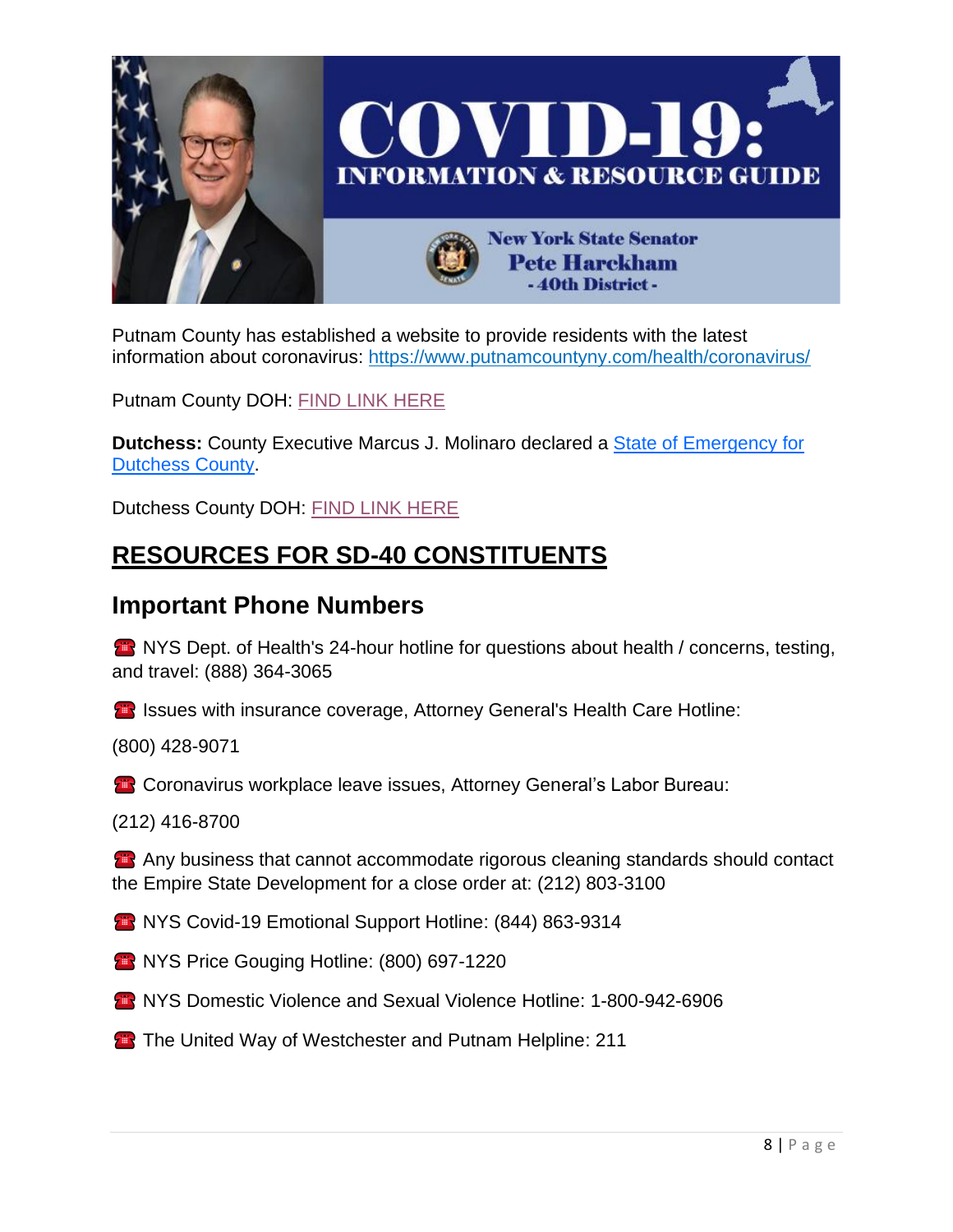Putnam County has established a website to provide residents with the latest information about coronavirus: [https://www.putnamcountyny.com/health/coronavirus/](https://www.putnamcountyny.com/health/coronavirus/)

Putnam County DOH: FIND LINK HERE

**Dutchess:** County Executive Marcus J. Molinaro declared a State of Emergency for Dutchess County.

Dutchess County DOH: FIND LINK HERE

## RESOURCES FOR SD-40 CONSTITUENTS

### Important Phone Numbers

☎ NYS Dept. of Health's 24-hour hotline for questions about health / concerns, testing, and travel: (888) 364-3065

☎ Issues with insurance coverage, Attorney General's Health Care Hotline:

(800) 428-9071

☎ Coronavirus workplace leave issues, Attorney General's Labor Bureau:

(212) 416-8700

☎ Any business that cannot accommodate rigorous cleaning standards should contact the Empire State Development for a close order at: (212) 803-3100

☎ NYS Covid-19 Emotional Support Hotline: (844) 863-9314

☎ NYS Price Gouging Hotline: (800) 697-1220

☎ NYS Domestic Violence and Sexual Violence Hotline: 1-800-942-6906

☎ The United Way of Westchester and Putnam Helpline: 211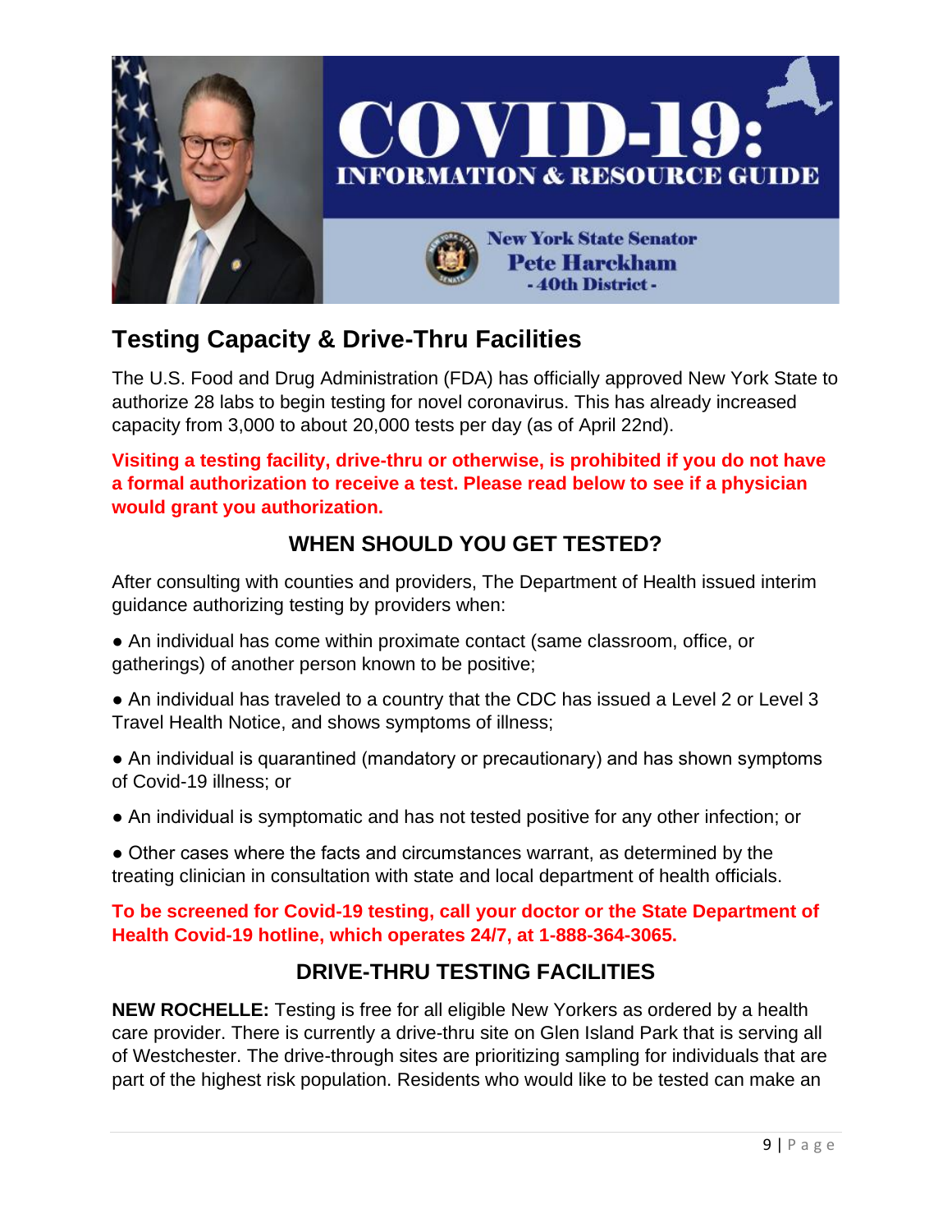# Testing Capacity & Drive-Thru Facilities

The U.S. Food and Drug Administration (FDA) has officially approved New York State to authorize 28 labs to begin testing for novel coronavirus. This has already increased capacity from 3,000 to about 20,000 tests per day (as of April 22nd).

**Visiting a testing facility, drive-thru or otherwise, is prohibited if you do not have a formal authorization to receive a test. Please read below to see if a physician would grant you authorization.**

## WHEN SHOULD YOU GET TESTED?

After consulting with counties and providers, The Department of Health issued interim guidance authorizing testing by providers when:

- An individual has come within proximate contact (same classroom, office, or gatherings) of another person known to be positive;
- An individual has traveled to a country that the CDC has issued a Level 2 or Level 3 Travel Health Notice, and shows symptoms of illness;
- An individual is quarantined (mandatory or precautionary) and has shown symptoms of Covid-19 illness; or
- An individual is symptomatic and has not tested positive for any other infection; or
- Other cases where the facts and circumstances warrant, as determined by the treating clinician in consultation with state and local department of health officials.

**To be screened for Covid-19 testing, call your doctor or the State Department of Health Covid-19 hotline, which operates 24/7, at 1-888-364-3065.**

## DRIVE-THRU TESTING FACILITIES

**NEW ROCHELLE:** Testing is free for all eligible New Yorkers as ordered by a health care provider. There is currently a drive-thru site on Glen Island Park that is serving all of Westchester. The drive-through sites are prioritizing sampling for individuals that are part of the highest risk population. Residents who would like to be tested can make an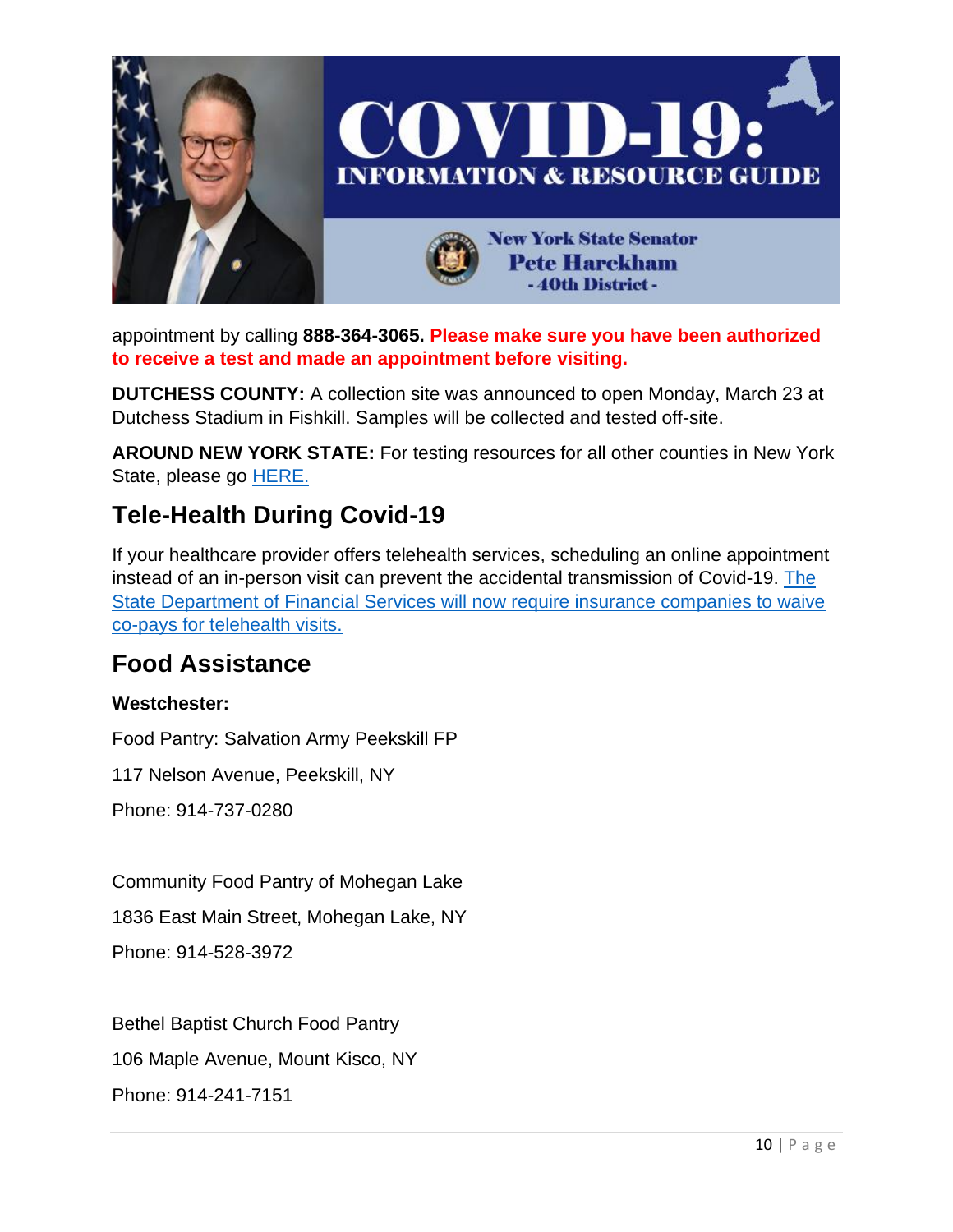appointment by calling **888-364-3065.** **Please make sure you have been authorized to receive a test and made an appointment before visiting.**

**DUTCHESS COUNTY:** A collection site was announced to open Monday, March 23 at Dutchess Stadium in Fishkill. Samples will be collected and tested off-site.

**AROUND NEW YORK STATE:** For testing resources for all other counties in New York State, please go HERE.

## Tele-Health During Covid-19

If your healthcare provider offers telehealth services, scheduling an online appointment instead of an in-person visit can prevent the accidental transmission of Covid-19. The State Department of Financial Services will now require insurance companies to waive co-pays for telehealth visits.

## Food Assistance

**Westchester:**

Food Pantry: Salvation Army Peekskill FP

117 Nelson Avenue, Peekskill, NY

Phone: 914-737-0280

Community Food Pantry of Mohegan Lake

1836 East Main Street, Mohegan Lake, NY

Phone: 914-528-3972

Bethel Baptist Church Food Pantry

106 Maple Avenue, Mount Kisco, NY

Phone: 914-241-7151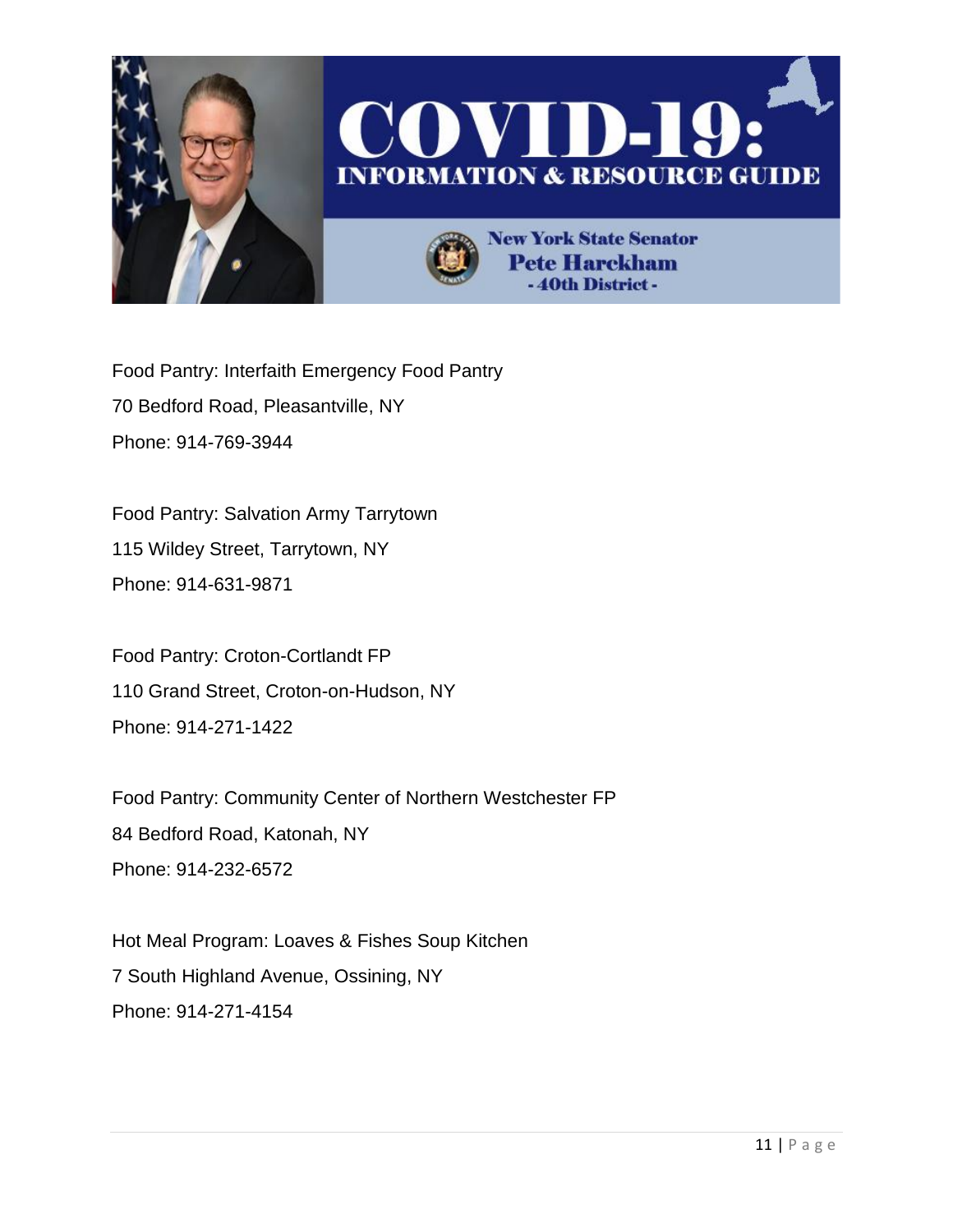Food Pantry: Interfaith Emergency Food Pantry
70 Bedford Road, Pleasantville, NY
Phone: 914-769-3944

Food Pantry: Salvation Army Tarrytown
115 Wildey Street, Tarrytown, NY
Phone: 914-631-9871

Food Pantry: Croton-Cortlandt FP
110 Grand Street, Croton-on-Hudson, NY
Phone: 914-271-1422

Food Pantry: Community Center of Northern Westchester FP
84 Bedford Road, Katonah, NY
Phone: 914-232-6572

Hot Meal Program: Loaves & Fishes Soup Kitchen
7 South Highland Avenue, Ossining, NY
Phone: 914-271-4154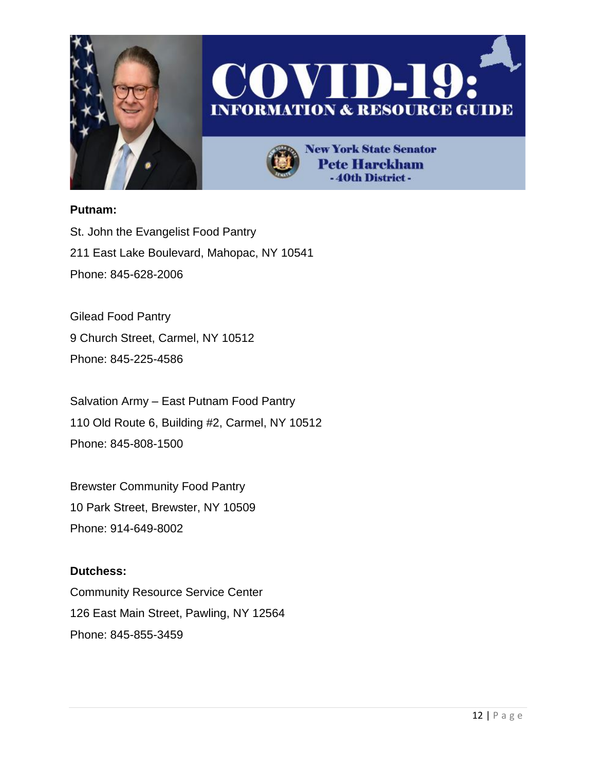**Putnam:**

St. John the Evangelist Food Pantry
211 East Lake Boulevard, Mahopac, NY 10541
Phone: 845-628-2006

Gilead Food Pantry
9 Church Street, Carmel, NY 10512
Phone: 845-225-4586

Salvation Army – East Putnam Food Pantry
110 Old Route 6, Building #2, Carmel, NY 10512
Phone: 845-808-1500

Brewster Community Food Pantry
10 Park Street, Brewster, NY 10509
Phone: 914-649-8002

**Dutchess:**

Community Resource Service Center
126 East Main Street, Pawling, NY 12564
Phone: 845-855-3459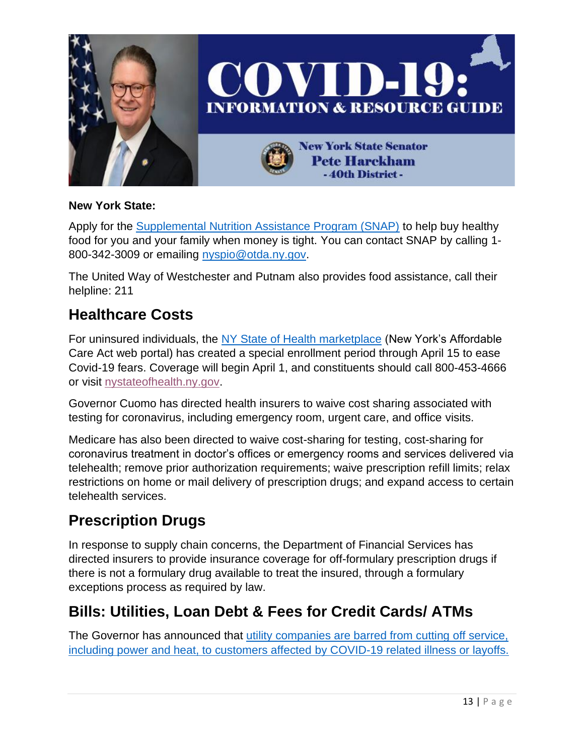**New York State:**

Apply for the [Supplemental Nutrition Assistance Program (SNAP)]() to help buy healthy food for you and your family when money is tight. You can contact SNAP by calling 1-800-342-3009 or emailing [nyspio@otda.ny.gov]().

The United Way of Westchester and Putnam also provides food assistance, call their helpline: 211

## Healthcare Costs

For uninsured individuals, the [NY State of Health marketplace]() (New York's Affordable Care Act web portal) has created a special enrollment period through April 15 to ease Covid-19 fears. Coverage will begin April 1, and constituents should call 800-453-4666 or visit [nystateofhealth.ny.gov]().

Governor Cuomo has directed health insurers to waive cost sharing associated with testing for coronavirus, including emergency room, urgent care, and office visits.

Medicare has also been directed to waive cost-sharing for testing, cost-sharing for coronavirus treatment in doctor's offices or emergency rooms and services delivered via telehealth; remove prior authorization requirements; waive prescription refill limits; relax restrictions on home or mail delivery of prescription drugs; and expand access to certain telehealth services.

## Prescription Drugs

In response to supply chain concerns, the Department of Financial Services has directed insurers to provide insurance coverage for off-formulary prescription drugs if there is not a formulary drug available to treat the insured, through a formulary exceptions process as required by law.

## Bills: Utilities, Loan Debt & Fees for Credit Cards/ ATMs

The Governor has announced that [utility companies are barred from cutting off service, including power and heat, to customers affected by COVID-19 related illness or layoffs.]()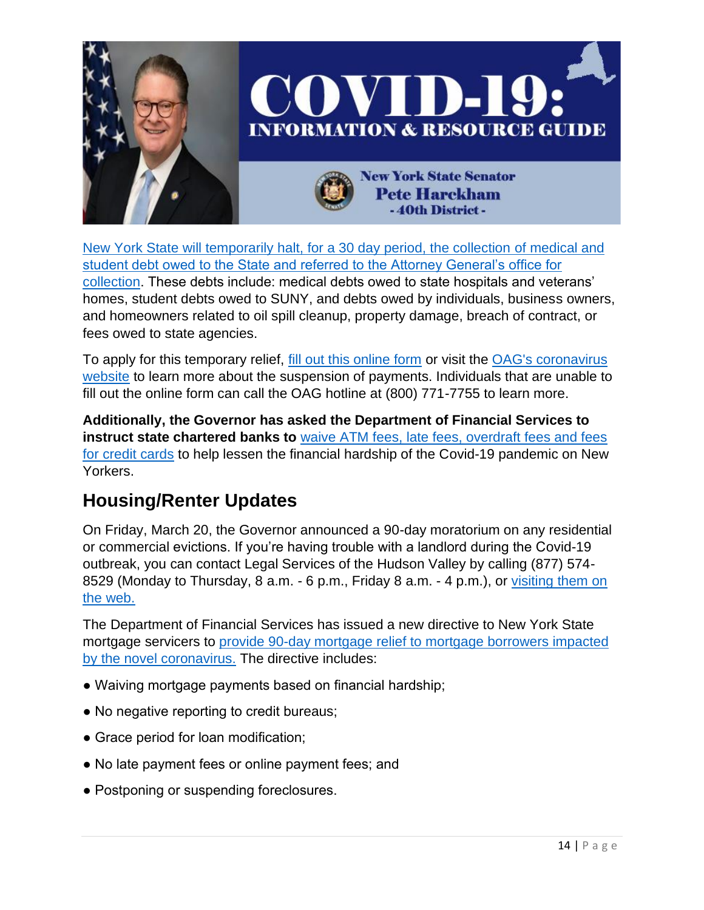New York State will temporarily halt, for a 30 day period, the collection of medical and student debt owed to the State and referred to the Attorney General's office for collection. These debts include: medical debts owed to state hospitals and veterans' homes, student debts owed to SUNY, and debts owed by individuals, business owners, and homeowners related to oil spill cleanup, property damage, breach of contract, or fees owed to state agencies.

To apply for this temporary relief, fill out this online form or visit the OAG's coronavirus website to learn more about the suspension of payments. Individuals that are unable to fill out the online form can call the OAG hotline at (800) 771-7755 to learn more.

**Additionally, the Governor has asked the Department of Financial Services to instruct state chartered banks to** waive ATM fees, late fees, overdraft fees and fees for credit cards to help lessen the financial hardship of the Covid-19 pandemic on New Yorkers.

## Housing/Renter Updates

On Friday, March 20, the Governor announced a 90-day moratorium on any residential or commercial evictions. If you're having trouble with a landlord during the Covid-19 outbreak, you can contact Legal Services of the Hudson Valley by calling (877) 574-8529 (Monday to Thursday, 8 a.m. - 6 p.m., Friday 8 a.m. - 4 p.m.), or visiting them on the web.

The Department of Financial Services has issued a new directive to New York State mortgage servicers to provide 90-day mortgage relief to mortgage borrowers impacted by the novel coronavirus. The directive includes:

- Waiving mortgage payments based on financial hardship;
- No negative reporting to credit bureaus;
- Grace period for loan modification;
- No late payment fees or online payment fees; and
- Postponing or suspending foreclosures.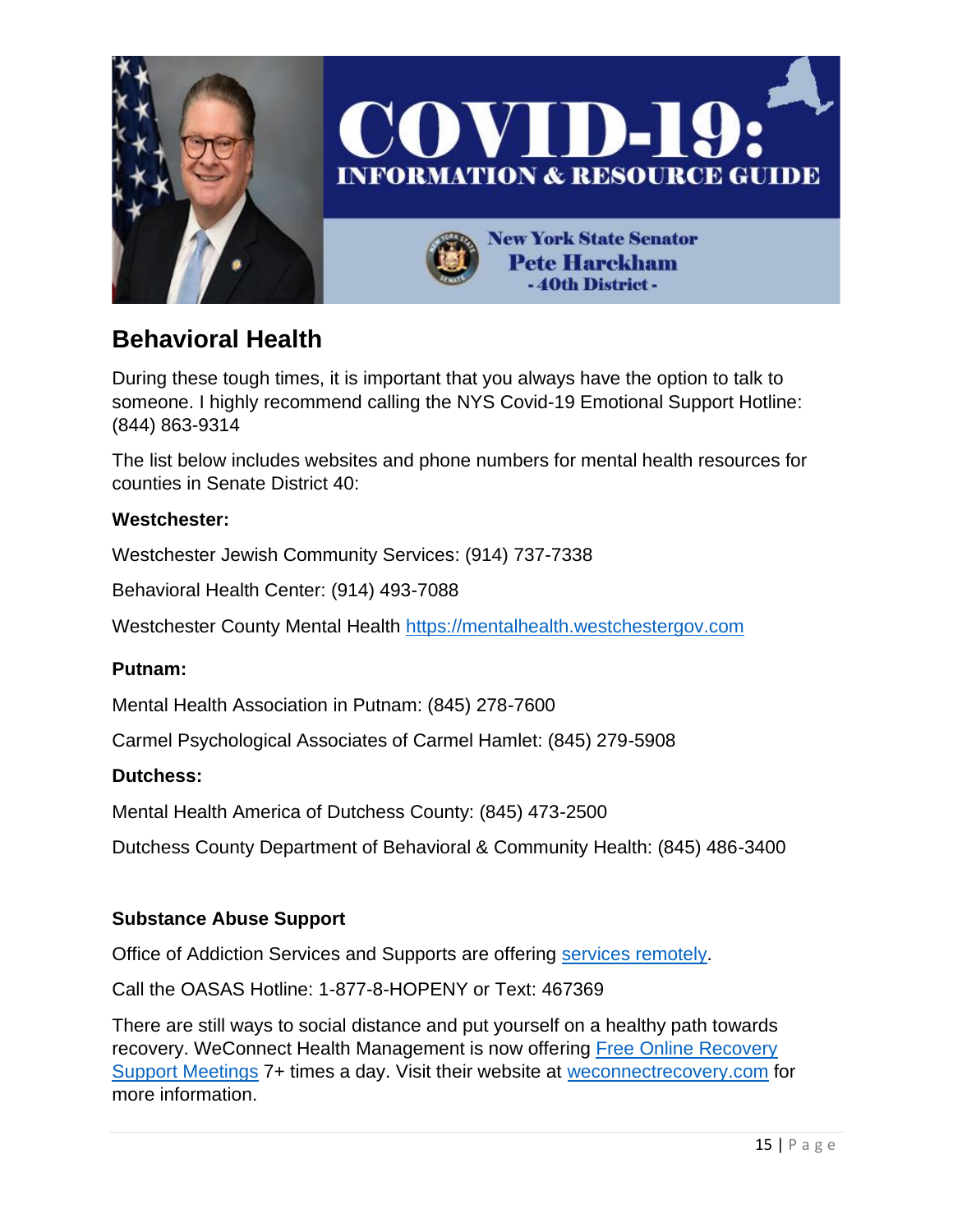## Behavioral Health

During these tough times, it is important that you always have the option to talk to someone. I highly recommend calling the NYS Covid-19 Emotional Support Hotline: (844) 863-9314

The list below includes websites and phone numbers for mental health resources for counties in Senate District 40:

**Westchester:**

Westchester Jewish Community Services: (914) 737-7338

Behavioral Health Center: (914) 493-7088

Westchester County Mental Health [https://mentalhealth.westchestergov.com](https://mentalhealth.westchestergov.com)

**Putnam:**

Mental Health Association in Putnam: (845) 278-7600

Carmel Psychological Associates of Carmel Hamlet: (845) 279-5908

**Dutchess:**

Mental Health America of Dutchess County: (845) 473-2500

Dutchess County Department of Behavioral & Community Health: (845) 486-3400

**Substance Abuse Support**

Office of Addiction Services and Supports are offering services remotely.

Call the OASAS Hotline: 1-877-8-HOPENY or Text: 467369

There are still ways to social distance and put yourself on a healthy path towards recovery. WeConnect Health Management is now offering Free Online Recovery Support Meetings 7+ times a day. Visit their website at weconnectrecovery.com for more information.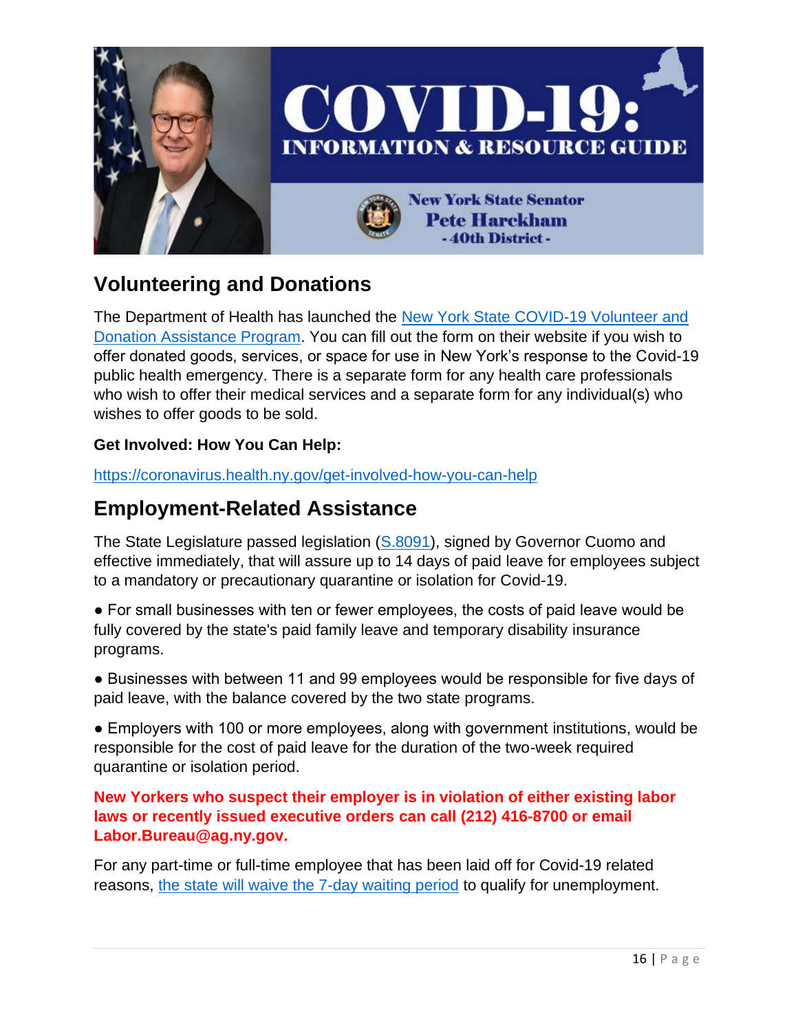## Volunteering and Donations

The Department of Health has launched the New York State COVID-19 Volunteer and Donation Assistance Program. You can fill out the form on their website if you wish to offer donated goods, services, or space for use in New York's response to the Covid-19 public health emergency. There is a separate form for any health care professionals who wish to offer their medical services and a separate form for any individual(s) who wishes to offer goods to be sold.

**Get Involved: How You Can Help:**

https://coronavirus.health.ny.gov/get-involved-how-you-can-help

## Employment-Related Assistance

The State Legislature passed legislation (S.8091), signed by Governor Cuomo and effective immediately, that will assure up to 14 days of paid leave for employees subject to a mandatory or precautionary quarantine or isolation for Covid-19.

- For small businesses with ten or fewer employees, the costs of paid leave would be fully covered by the state's paid family leave and temporary disability insurance programs.
- Businesses with between 11 and 99 employees would be responsible for five days of paid leave, with the balance covered by the two state programs.
- Employers with 100 or more employees, along with government institutions, would be responsible for the cost of paid leave for the duration of the two-week required quarantine or isolation period.

**New Yorkers who suspect their employer is in violation of either existing labor laws or recently issued executive orders can call (212) 416-8700 or email Labor.Bureau@ag.ny.gov.**

For any part-time or full-time employee that has been laid off for Covid-19 related reasons, the state will waive the 7-day waiting period to qualify for unemployment.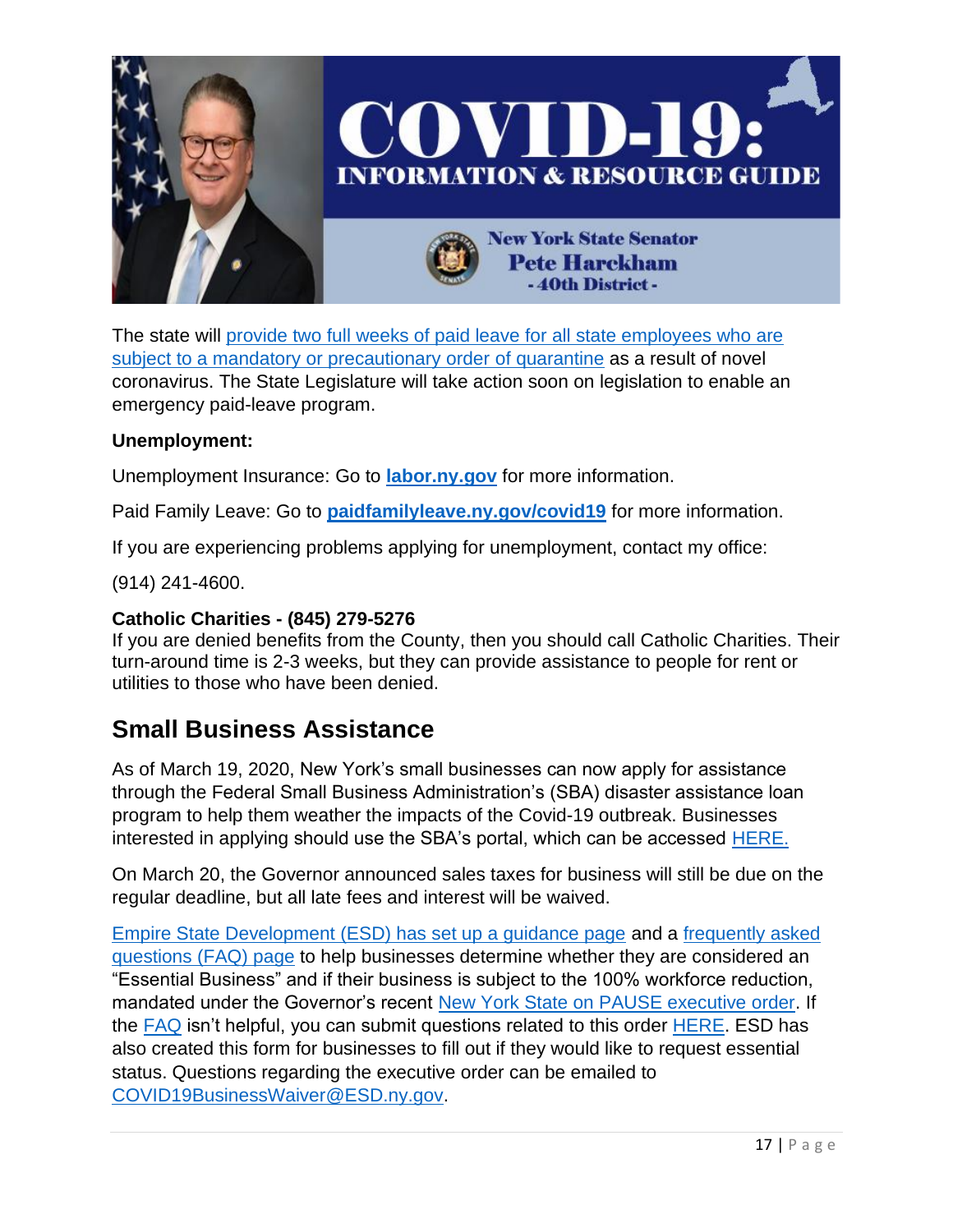The state will provide two full weeks of paid leave for all state employees who are subject to a mandatory or precautionary order of quarantine as a result of novel coronavirus. The State Legislature will take action soon on legislation to enable an emergency paid-leave program.

**Unemployment:**

Unemployment Insurance: Go to **labor.ny.gov** for more information.

Paid Family Leave: Go to **paidfamilyleave.ny.gov/covid19** for more information.

If you are experiencing problems applying for unemployment, contact my office:

(914) 241-4600.

**Catholic Charities - (845) 279-5276**

If you are denied benefits from the County, then you should call Catholic Charities. Their turn-around time is 2-3 weeks, but they can provide assistance to people for rent or utilities to those who have been denied.

## Small Business Assistance

As of March 19, 2020, New York's small businesses can now apply for assistance through the Federal Small Business Administration's (SBA) disaster assistance loan program to help them weather the impacts of the Covid-19 outbreak. Businesses interested in applying should use the SBA's portal, which can be accessed HERE.

On March 20, the Governor announced sales taxes for business will still be due on the regular deadline, but all late fees and interest will be waived.

Empire State Development (ESD) has set up a guidance page and a frequently asked questions (FAQ) page to help businesses determine whether they are considered an "Essential Business" and if their business is subject to the 100% workforce reduction, mandated under the Governor's recent New York State on PAUSE executive order. If the FAQ isn't helpful, you can submit questions related to this order HERE. ESD has also created this form for businesses to fill out if they would like to request essential status. Questions regarding the executive order can be emailed to COVID19BusinessWaiver@ESD.ny.gov.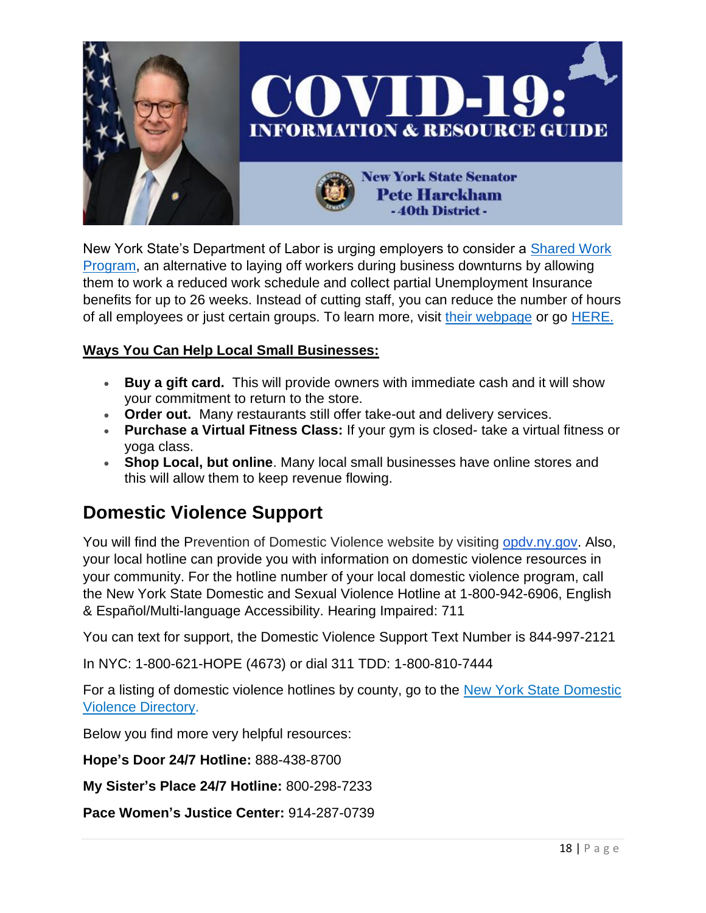New York State's Department of Labor is urging employers to consider a Shared Work Program, an alternative to laying off workers during business downturns by allowing them to work a reduced work schedule and collect partial Unemployment Insurance benefits for up to 26 weeks. Instead of cutting staff, you can reduce the number of hours of all employees or just certain groups. To learn more, visit their webpage or go HERE.

**Ways You Can Help Local Small Businesses:**

- **Buy a gift card.** This will provide owners with immediate cash and it will show your commitment to return to the store.
- **Order out.** Many restaurants still offer take-out and delivery services.
- **Purchase a Virtual Fitness Class:** If your gym is closed- take a virtual fitness or yoga class.
- **Shop Local, but online**. Many local small businesses have online stores and this will allow them to keep revenue flowing.

## Domestic Violence Support

You will find the Prevention of Domestic Violence website by visiting opdv.ny.gov. Also, your local hotline can provide you with information on domestic violence resources in your community. For the hotline number of your local domestic violence program, call the New York State Domestic and Sexual Violence Hotline at 1-800-942-6906, English & Español/Multi-language Accessibility. Hearing Impaired: 711

You can text for support, the Domestic Violence Support Text Number is 844-997-2121

In NYC: 1-800-621-HOPE (4673) or dial 311 TDD: 1-800-810-7444

For a listing of domestic violence hotlines by county, go to the New York State Domestic Violence Directory.

Below you find more very helpful resources:

**Hope's Door 24/7 Hotline:** 888-438-8700

**My Sister's Place 24/7 Hotline:** 800-298-7233

**Pace Women's Justice Center:** 914-287-0739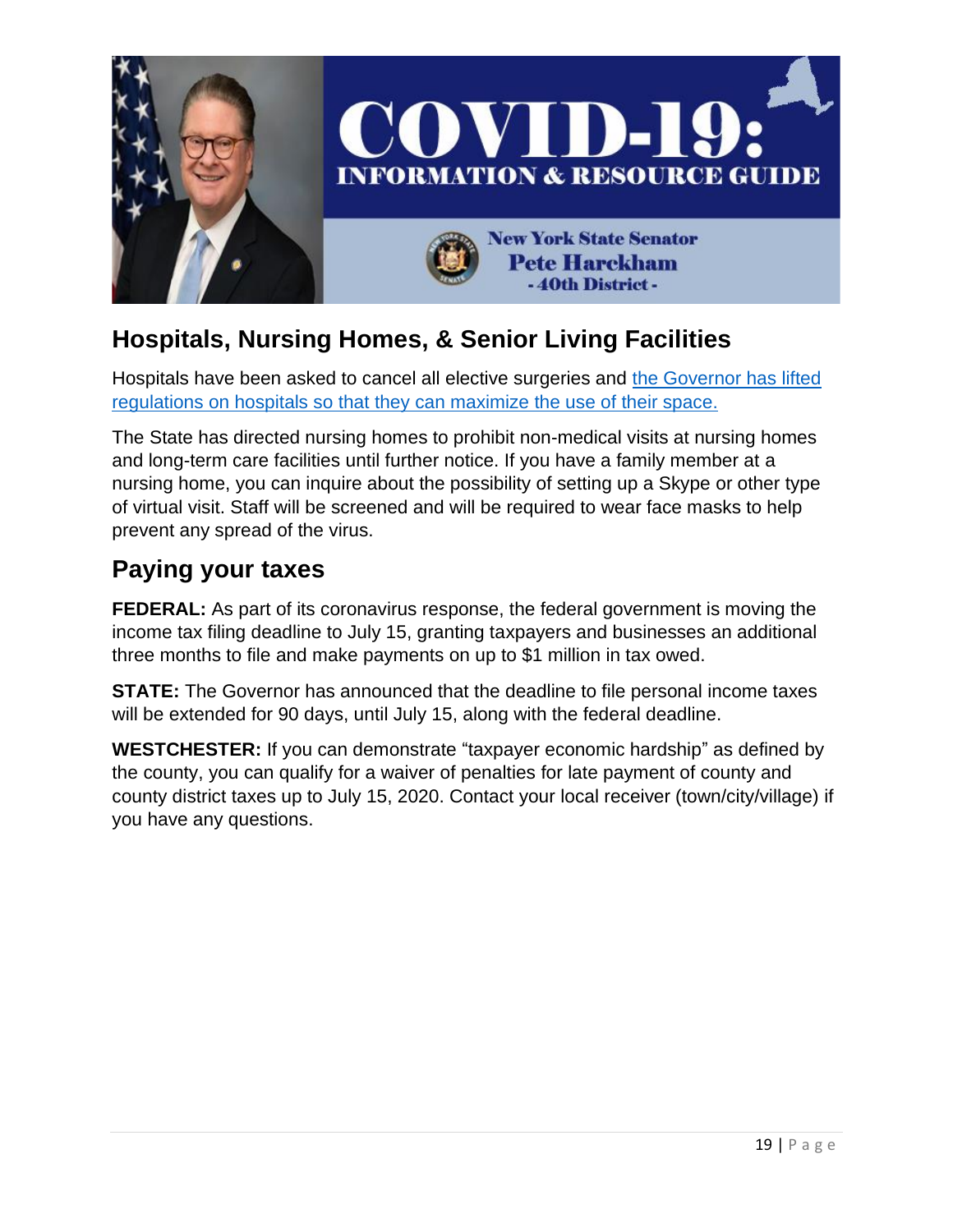## Hospitals, Nursing Homes, & Senior Living Facilities

Hospitals have been asked to cancel all elective surgeries and the Governor has lifted regulations on hospitals so that they can maximize the use of their space.

The State has directed nursing homes to prohibit non-medical visits at nursing homes and long-term care facilities until further notice. If you have a family member at a nursing home, you can inquire about the possibility of setting up a Skype or other type of virtual visit. Staff will be screened and will be required to wear face masks to help prevent any spread of the virus.

## Paying your taxes

**FEDERAL:** As part of its coronavirus response, the federal government is moving the income tax filing deadline to July 15, granting taxpayers and businesses an additional three months to file and make payments on up to $1 million in tax owed.

**STATE:** The Governor has announced that the deadline to file personal income taxes will be extended for 90 days, until July 15, along with the federal deadline.

**WESTCHESTER:** If you can demonstrate "taxpayer economic hardship" as defined by the county, you can qualify for a waiver of penalties for late payment of county and county district taxes up to July 15, 2020. Contact your local receiver (town/city/village) if you have any questions.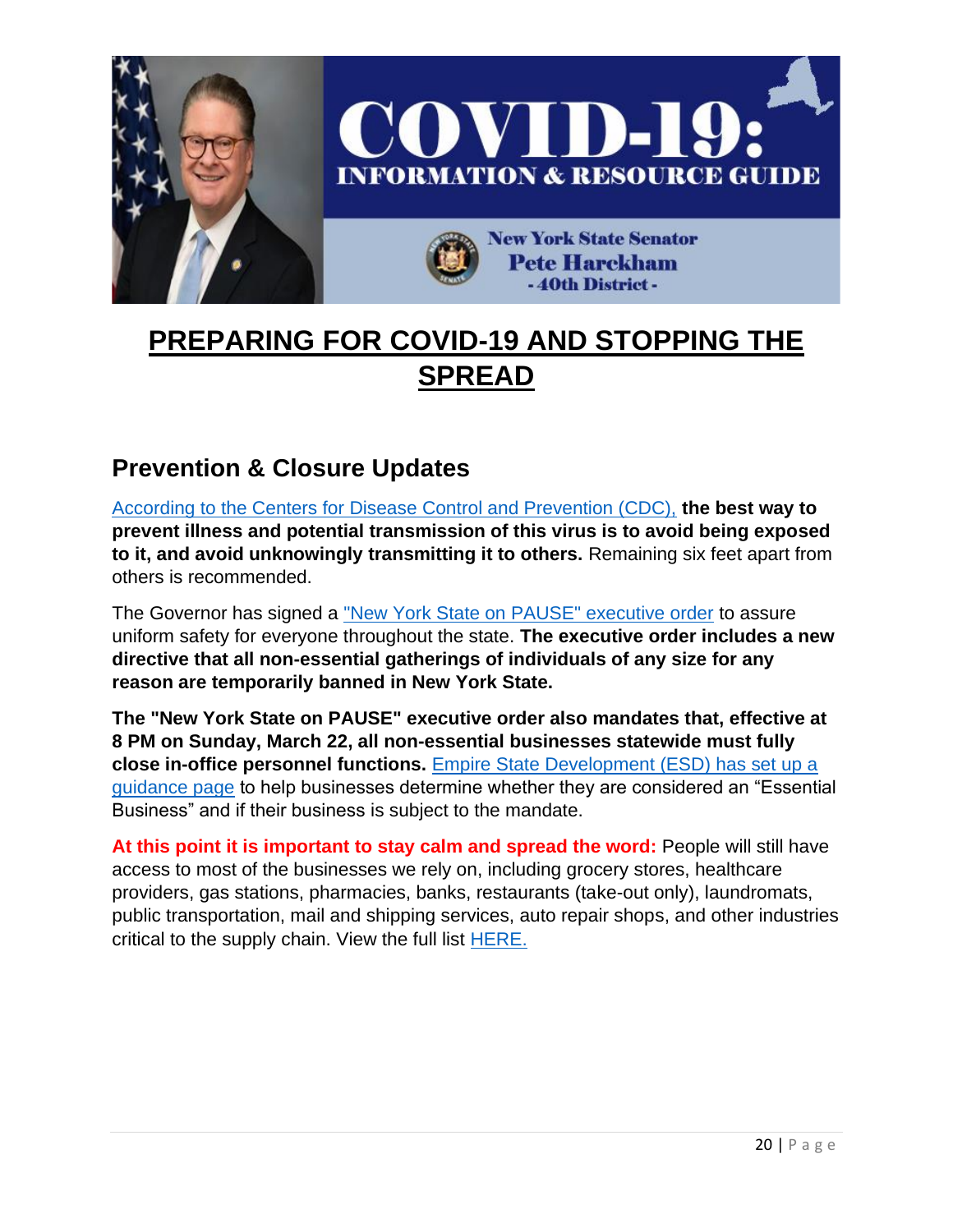# COVID-19: INFORMATION & RESOURCE GUIDE

New York State Senator
Pete Harckham
- 40th District -

# PREPARING FOR COVID-19 AND STOPPING THE SPREAD

## Prevention & Closure Updates

According to the Centers for Disease Control and Prevention (CDC), **the best way to prevent illness and potential transmission of this virus is to avoid being exposed to it, and avoid unknowingly transmitting it to others.** Remaining six feet apart from others is recommended.

The Governor has signed a "New York State on PAUSE" executive order to assure uniform safety for everyone throughout the state. **The executive order includes a new directive that all non-essential gatherings of individuals of any size for any reason are temporarily banned in New York State.**

**The "New York State on PAUSE" executive order also mandates that, effective at 8 PM on Sunday, March 22, all non-essential businesses statewide must fully close in-office personnel functions.** Empire State Development (ESD) has set up a guidance page to help businesses determine whether they are considered an "Essential Business" and if their business is subject to the mandate.

**At this point it is important to stay calm and spread the word:** People will still have access to most of the businesses we rely on, including grocery stores, healthcare providers, gas stations, pharmacies, banks, restaurants (take-out only), laundromats, public transportation, mail and shipping services, auto repair shops, and other industries critical to the supply chain. View the full list HERE.